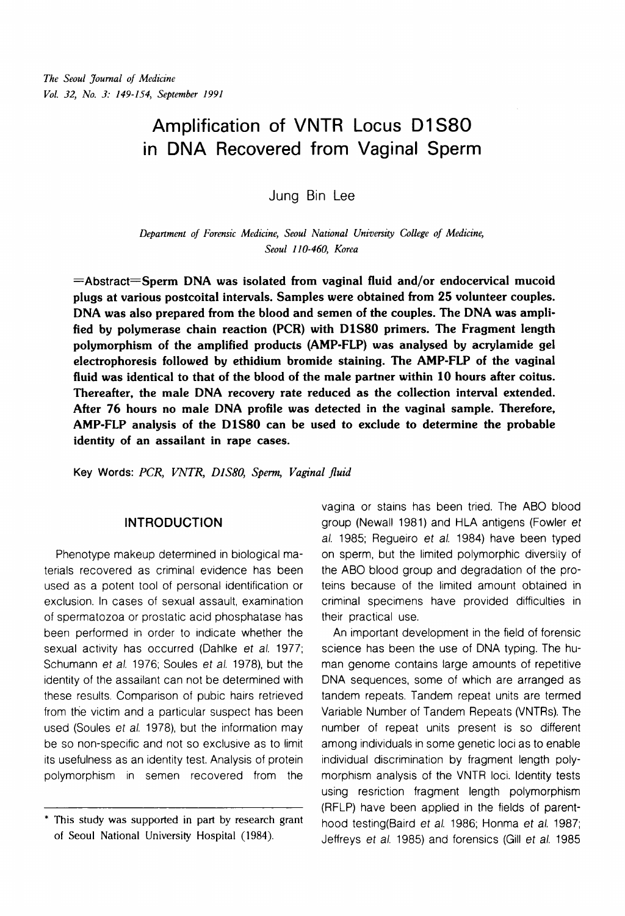# Amplification of VNTR Locus D1S80 in DNA Recovered from Vaginal Sperm

Jung Bin Lee

*Department of Forensic Medicine, Seoul National University College of Medicine, Seoul 110-460, Korea*

**=Abstract=Sperm DNA was isolated from vaginal fluid and/or endocervical mucoid plugs at various postcoital intervals. Samples were obtained from 25 volunteer couples. DNA was also prepared from the blood and semen of the couples. The DNA was amplified by polymerase chain reaction (PCR) with D1S80 primers. The Fragment length polymorphism of the amplified products (AMP-FLP) was analysed by acrylamide gel electrophoresis followed by ethidium bromide staining. The AMP-FLP of the vaginal fluid was identical to that of the blood of the male partner within 10 hours after coitus. Thereafter, the male DNA recovery rate reduced as the collection interval extended. After 76 hours no male DNA profile was detected in the vaginal sample. Therefore, AMP-FLP analysis of the D1S80 can be used to exclude to determine the probable identity of an assailant in rape cases.**

Key Words: *PCR, VNTR, D1S80, Sperm, Vaginal fluid*

## INTRODUCTION

Phenotype makeup determined in biological materials recovered as criminal evidence has been used as a potent tool of personal identification or exclusion. In cases of sexual assault, examination of spermatozoa or prostatic acid phosphatase has been performed in order to indicate whether the sexual activity has occurred (Dahlke *et al.* 1977; Schumann *et al.* 1976; Soules *et al.* 1978), but the identity of the assailant can not be determined with these results. Comparison of pubic hairs retrieved from the victim and a particular suspect has been used (Soules *et al.* 1978), but the information may be so non-specific and not so exclusive as to limit its usefulness as an identity test. Analysis of protein polymorphism in semen recovered from the vagina or stains has been tried. The ABO blood group (Newall 1981) and HLA antigens (Fowler *et al.* 1985; Regueiro *et al.* 1984) have been typed on sperm, but the limited polymorphic diversity of the ABO blood group and degradation of the proteins because of the limited amount obtained in criminal specimens have provided difficulties in their practical use.

An important development in the field of forensic science has been the use of DNA typing. The human genome contains large amounts of repetitive DNA sequences, some of which are arranged as tandem repeats. Tandem repeat units are termed Variable Number of Tandem Repeats (VNTRs). The number of repeat units present is so different among individuals in some genetic loci as to enable individual discrimination by fragment length polymorphism analysis of the VNTR loci. Identity tests using resriction fragment length polymorphism (RFLP) have been applied in the fields of parenthood testing(Baird *et al.* 1986; Honma *et al.* 1987; Jeffreys *et al.* 1985) and forensics (Gill *et al.* 1985

---

* This study was supported in part by research grant of Seoul National University Hospital (1984).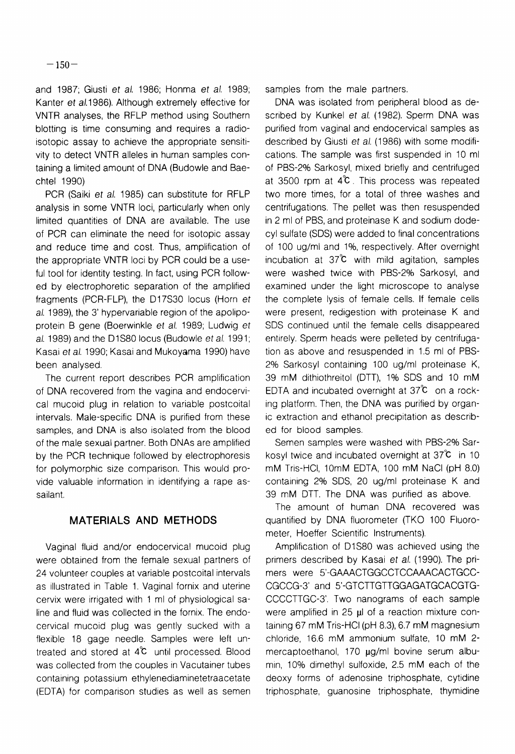and 1987; Giusti *et al.* 1986; Honma *et al.* 1989; Kanter *et al.*1986). Although extremely effective for VNTR analyses, the RFLP method using Southern blotting is time consuming and requires a radioisotopic assay to achieve the appropriate sensitivity to detect VNTR alleles in human samples containing a limited amount of DNA (Budowle and Baechtel 1990)

PCR (Saiki *et al.* 1985) can substitute for RFLP analysis in some VNTR loci, particularly when only limited quantities of DNA are available. The use of PCR can eliminate the need for isotopic assay and reduce time and cost. Thus, amplification of the appropriate VNTR loci by PCR could be a useful tool for identity testing. In fact, using PCR followed by electrophoretic separation of the amplified fragments (PCR-FLP), the D17S30 locus (Horn *et al.* 1989), the 3' hypervariable region of the apolipoprotein B gene (Boerwinkle *et al.* 1989; Ludwig *et al.* 1989) and the D1S80 locus (Budowle *et al.* 1991; Kasai *et al.* 1990; Kasai and Mukoyama 1990) have been analysed.

The current report describes PCR amplification of DNA recovered from the vagina and endocervical mucoid plug in relation to variable postcoital intervals. Male-specific DNA is purified from these samples, and DNA is also isolated from the blood of the male sexual partner. Both DNAs are amplified by the PCR technique followed by electrophoresis for polymorphic size comparison. This would provide valuable information in identifying a rape assailant.

## MATERIALS AND METHODS

Vaginal fluid and/or endocervical mucoid plug were obtained from the female sexual partners of 24 volunteer couples at variable postcoital intervals as illustrated in Table 1. Vaginal fornix and uterine cervix were irrigated with 1 ml of physiological saline and fluid was collected in the fornix. The endocervical mucoid plug was gently sucked with a flexible 18 gage needle. Samples were left untreated and stored at 4℃ until processed. Blood was collected from the couples in Vacutainer tubes containing potassium ethylenediaminetetraacetate (EDTA) for comparison studies as well as semen samples from the male partners.

DNA was isolated from peripheral blood as described by Kunkel *et al.* (1982). Sperm DNA was purified from vaginal and endocervical samples as described by Giusti *et al.* (1986) with some modifications. The sample was first suspended in 10 ml of PBS-2% Sarkosyl, mixed briefly and centrifuged at 3500 rpm at 4℃. This process was repeated two more times, for a total of three washes and centrifugations. The pellet was then resuspended in 2 ml of PBS, and proteinase K and sodium dodecyl sulfate (SDS) were added to final concentrations of 100 ug/ml and 1%, respectively. After overnight incubation at 37℃ with mild agitation, samples were washed twice with PBS-2% Sarkosyl, and examined under the light microscope to analyse the complete lysis of female cells. If female cells were present, redigestion with proteinase K and SDS continued until the female cells disappeared entirely. Sperm heads were pelleted by centrifugation as above and resuspended in 1.5 ml of PBS-2% Sarkosyl containing 100 ug/ml proteinase K, 39 mM dithiothreitol (DTT), 1% SDS and 10 mM EDTA and incubated overnight at 37℃ on a rocking platform. Then, the DNA was purified by organic extraction and ethanol precipitation as described for blood samples.

Semen samples were washed with PBS-2% Sarkosyl twice and incubated overnight at 37℃ in 10 mM Tris-HCl, 10mM EDTA, 100 mM NaCl (pH 8.0) containing 2% SDS, 20 ug/ml proteinase K and 39 mM DTT. The DNA was purified as above.

The amount of human DNA recovered was quantified by DNA fluorometer (TKO 100 Fluorometer, Hoeffer Scientific Instruments).

Amplification of D1S80 was achieved using the primers described by Kasai *et al.* (1990). The primers were 5'-GAAACTGGCCTCCAAACACTGCCCGCCG-3' and 5'-GTCTTGTTGGAGATGCACGTGCCCCTTGC-3'. Two nanograms of each sample were amplified in 25 μl of a reaction mixture containing 67 mM Tris-HCl (pH 8.3), 6.7 mM magnesium chloride, 16.6 mM ammonium sulfate, 10 mM 2-mercaptoethanol, 170 μg/ml bovine serum albumin, 10% dimethyl sulfoxide, 2.5 mM each of the deoxy forms of adenosine triphosphate, cytidine triphosphate, guanosine triphosphate, thymidine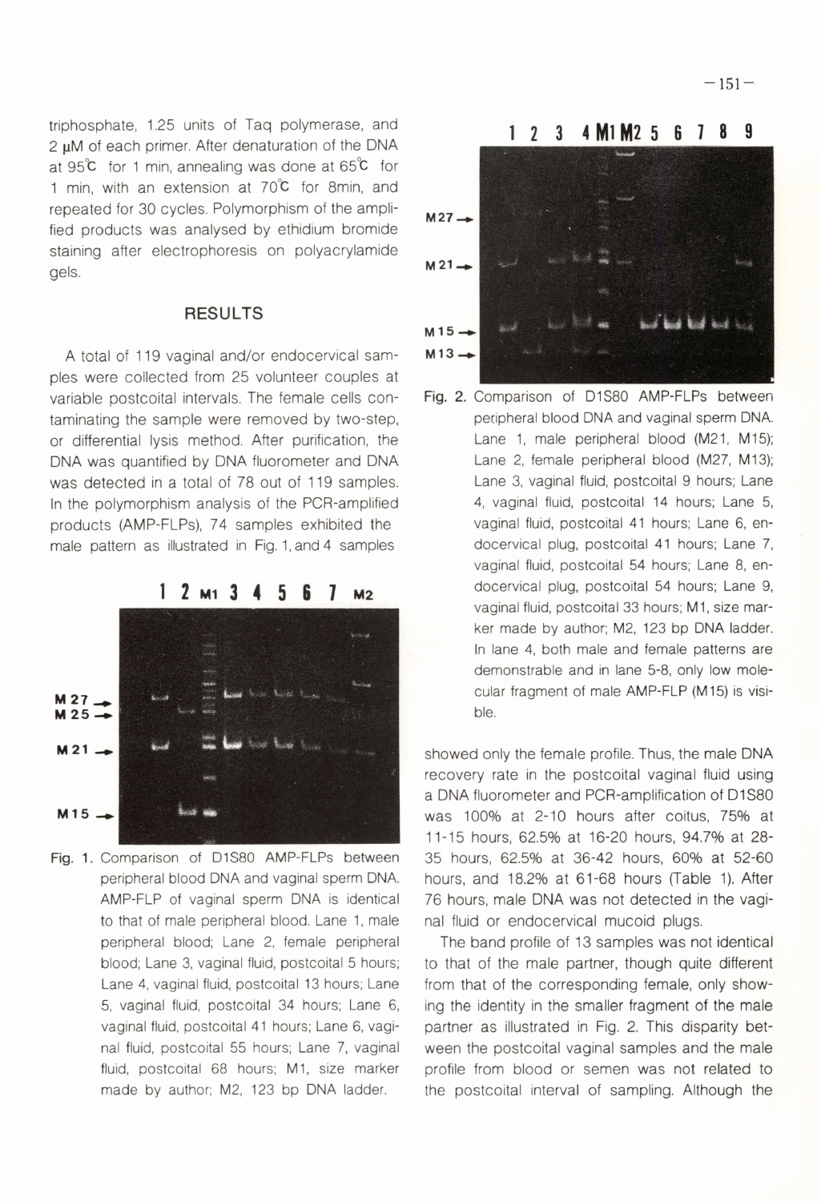triphosphate, 1.25 units of Taq polymerase, and 2 μM of each primer. After denaturation of the DNA at 95℃ for 1 min, annealing was done at 65℃ for 1 min, with an extension at 70℃ for 8min, and repeated for 30 cycles. Polymorphism of the amplified products was analysed by ethidium bromide staining after electrophoresis on polyacrylamide gels.

## RESULTS

A total of 119 vaginal and/or endocervical samples were collected from 25 volunteer couples at variable postcoital intervals. The female cells contaminating the sample were removed by two-step, or differential lysis method. After purification, the DNA was quantified by DNA fluorometer and DNA was detected in a total of 78 out of 119 samples. In the polymorphism analysis of the PCR-amplified products (AMP-FLPs), 74 samples exhibited the male pattern as illustrated in Fig. 1, and 4 samples showed only the female profile. Thus, the male DNA recovery rate in the postcoital vaginal fluid using a DNA fluorometer and PCR-amplification of D1S80 was 100% at 2-10 hours after coitus, 75% at 11-15 hours, 62.5% at 16-20 hours, 94.7% at 28-35 hours, 62.5% at 36-42 hours, 60% at 52-60 hours, and 18.2% at 61-68 hours (Table 1). After 76 hours, male DNA was not detected in the vaginal fluid or endocervical mucoid plugs.

Fig. 1. Comparison of D1S80 AMP-FLPs between peripheral blood DNA and vaginal sperm DNA. AMP-FLP of vaginal sperm DNA is identical to that of male peripheral blood. Lane 1, male peripheral blood; Lane 2, female peripheral blood; Lane 3, vaginal fluid, postcoital 5 hours; Lane 4, vaginal fluid, postcoital 13 hours; Lane 5, vaginal fluid, postcoital 34 hours; Lane 6, vaginal fluid, postcoital 41 hours; Lane 6, vaginal fluid, postcoital 55 hours; Lane 7, vaginal fluid, postcoital 68 hours; M1, size marker made by author; M2, 123 bp DNA ladder.

Fig. 2. Comparison of D1S80 AMP-FLPs between peripheral blood DNA and vaginal sperm DNA. Lane 1, male peripheral blood (M21, M15); Lane 2, female peripheral blood (M27, M13); Lane 3, vaginal fluid, postcoital 9 hours; Lane 4, vaginal fluid, postcoital 14 hours; Lane 5, vaginal fluid, postcoital 41 hours; Lane 6, endocervical plug, postcoital 41 hours; Lane 7, vaginal fluid, postcoital 54 hours; Lane 8, endocervical plug, postcoital 54 hours; Lane 9, vaginal fluid, postcoital 33 hours; M1, size marker made by author; M2, 123 bp DNA ladder. In lane 4, both male and female patterns are demonstrable and in lane 5-8, only low molecular fragment of male AMP-FLP (M15) is visible.

The band profile of 13 samples was not identical to that of the male partner, though quite different from that of the corresponding female, only showing the identity in the smaller fragment of the male partner as illustrated in Fig. 2. This disparity between the postcoital vaginal samples and the male profile from blood or semen was not related to the postcoital interval of sampling. Although the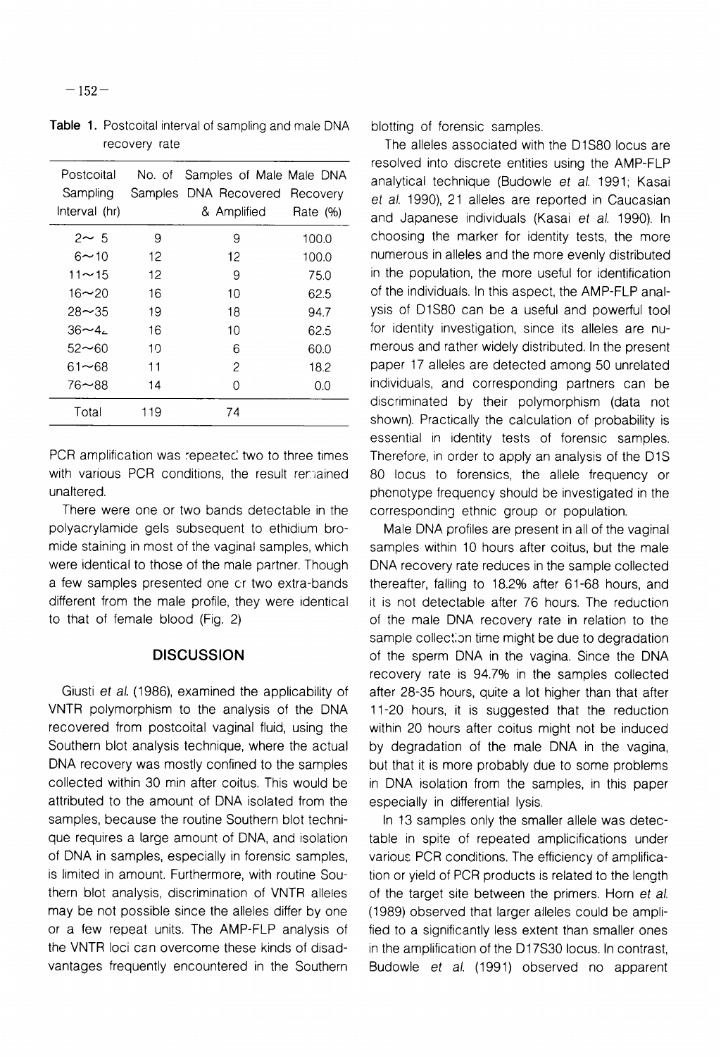**Table 1.** Postcoital interval of sampling and male DNA recovery rate

| Postcoital Sampling Interval (hr) | No. of Samples | Samples of Male DNA Recovered & Amplified | Male DNA Recovery Rate (%) |
|---|---|---|---|
| 2∼ 5 | 9 | 9 | 100.0 |
| 6∼10 | 12 | 12 | 100.0 |
| 11∼15 | 12 | 9 | 75.0 |
| 16∼20 | 16 | 10 | 62.5 |
| 28∼35 | 19 | 18 | 94.7 |
| 36∼4_ | 16 | 10 | 62.5 |
| 52∼60 | 10 | 6 | 60.0 |
| 61∼68 | 11 | 2 | 18.2 |
| 76∼88 | 14 | 0 | 0.0 |
| Total | 119 | 74 | |

PCR amplification was repeated two to three times with various PCR conditions, the result remained unaltered.

There were one or two bands detectable in the polyacrylamide gels subsequent to ethidium bromide staining in most of the vaginal samples, which were identical to those of the male partner. Though a few samples presented one or two extra-bands different from the male profile, they were identical to that of female blood (Fig. 2)

## DISCUSSION

Giusti *et al.* (1986), examined the applicability of VNTR polymorphism to the analysis of the DNA recovered from postcoital vaginal fluid, using the Southern blot analysis technique, where the actual DNA recovery was mostly confined to the samples collected within 30 min after coitus. This would be attributed to the amount of DNA isolated from the samples, because the routine Southern blot technique requires a large amount of DNA, and isolation of DNA in samples, especially in forensic samples, is limited in amount. Furthermore, with routine Southern blot analysis, discrimination of VNTR alleles may be not possible since the alleles differ by one or a few repeat units. The AMP-FLP analysis of the VNTR loci can overcome these kinds of disadvantages frequently encountered in the Southern blotting of forensic samples.

The alleles associated with the D1S80 locus are resolved into discrete entities using the AMP-FLP analytical technique (Budowle *et al.* 1991; Kasai *et al.* 1990), 21 alleles are reported in Caucasian and Japanese individuals (Kasai *et al.* 1990). In choosing the marker for identity tests, the more numerous in alleles and the more evenly distributed in the population, the more useful for identification of the individuals. In this aspect, the AMP-FLP analysis of D1S80 can be a useful and powerful tool for identity investigation, since its alleles are numerous and rather widely distributed. In the present paper 17 alleles are detected among 50 unrelated individuals, and corresponding partners can be discriminated by their polymorphism (data not shown). Practically the calculation of probability is essential in identity tests of forensic samples. Therefore, in order to apply an analysis of the D1S 80 locus to forensics, the allele frequency or phenotype frequency should be investigated in the corresponding ethnic group or population.

Male DNA profiles are present in all of the vaginal samples within 10 hours after coitus, but the male DNA recovery rate reduces in the sample collected thereafter, falling to 18.2% after 61-68 hours, and it is not detectable after 76 hours. The reduction of the male DNA recovery rate in relation to the sample collection time might be due to degradation of the sperm DNA in the vagina. Since the DNA recovery rate is 94.7% in the samples collected after 28-35 hours, quite a lot higher than that after 11-20 hours, it is suggested that the reduction within 20 hours after coitus might not be induced by degradation of the male DNA in the vagina, but that it is more probably due to some problems in DNA isolation from the samples, in this paper especially in differential lysis.

In 13 samples only the smaller allele was detectable in spite of repeated amplicifications under various PCR conditions. The efficiency of amplification or yield of PCR products is related to the length of the target site between the primers. Horn *et al.* (1989) observed that larger alleles could be amplified to a significantly less extent than smaller ones in the amplification of the D17S30 locus. In contrast, Budowle *et al.* (1991) observed no apparent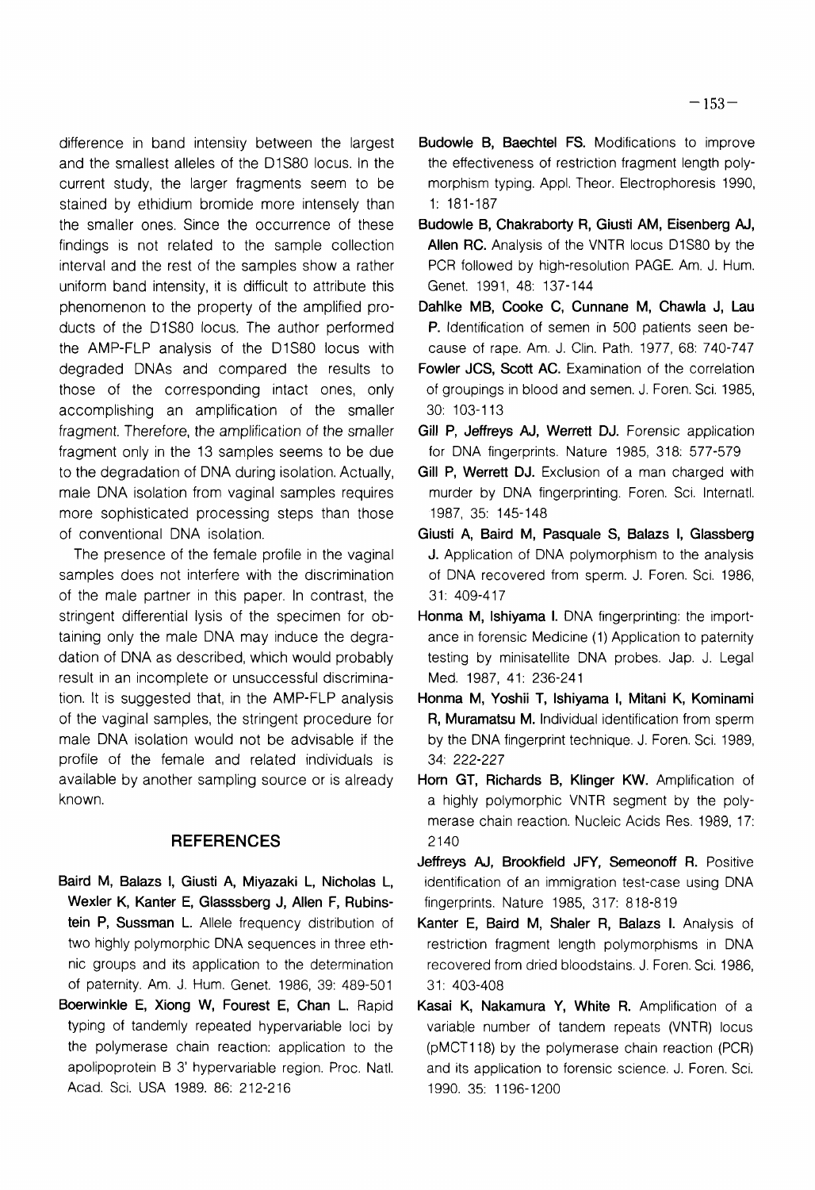difference in band intensity between the largest and the smallest alleles of the D1S80 locus. In the current study, the larger fragments seem to be stained by ethidium bromide more intensely than the smaller ones. Since the occurrence of these findings is not related to the sample collection interval and the rest of the samples show a rather uniform band intensity, it is difficult to attribute this phenomenon to the property of the amplified products of the D1S80 locus. The author performed the AMP-FLP analysis of the D1S80 locus with degraded DNAs and compared the results to those of the corresponding intact ones, only accomplishing an amplification of the smaller fragment. Therefore, the amplification of the smaller fragment only in the 13 samples seems to be due to the degradation of DNA during isolation. Actually, male DNA isolation from vaginal samples requires more sophisticated processing steps than those of conventional DNA isolation.

The presence of the female profile in the vaginal samples does not interfere with the discrimination of the male partner in this paper. In contrast, the stringent differential lysis of the specimen for obtaining only the male DNA may induce the degradation of DNA as described, which would probably result in an incomplete or unsuccessful discrimination. It is suggested that, in the AMP-FLP analysis of the vaginal samples, the stringent procedure for male DNA isolation would not be advisable if the profile of the female and related individuals is available by another sampling source or is already known.

## REFERENCES

**Baird M, Balazs I, Giusti A, Miyazaki L, Nicholas L, Wexler K, Kanter E, Glasssberg J, Allen F, Rubinstein P, Sussman L.** Allele frequency distribution of two highly polymorphic DNA sequences in three ethnic groups and its application to the determination of paternity. Am. J. Hum. Genet. 1986, 39: 489-501

**Boerwinkle E, Xiong W, Fourest E, Chan L.** Rapid typing of tandemly repeated hypervariable loci by the polymerase chain reaction: application to the apolipoprotein B 3' hypervariable region. Proc. Natl. Acad. Sci. USA 1989. 86: 212-216

**Budowle B, Baechtel FS.** Modifications to improve the effectiveness of restriction fragment length polymorphism typing. Appl. Theor. Electrophoresis 1990, 1: 181-187

**Budowle B, Chakraborty R, Giusti AM, Eisenberg AJ, Allen RC.** Analysis of the VNTR locus D1S80 by the PCR followed by high-resolution PAGE. Am. J. Hum. Genet. 1991, 48: 137-144

**Dahlke MB, Cooke C, Cunnane M, Chawla J, Lau P.** Identification of semen in 500 patients seen because of rape. Am. J. Clin. Path. 1977, 68: 740-747

**Fowler JCS, Scott AC.** Examination of the correlation of groupings in blood and semen. J. Foren. Sci. 1985, 30: 103-113

**Gill P, Jeffreys AJ, Werrett DJ.** Forensic application for DNA fingerprints. Nature 1985, 318: 577-579

**Gill P, Werrett DJ.** Exclusion of a man charged with murder by DNA fingerprinting. Foren. Sci. Internatl. 1987, 35: 145-148

**Giusti A, Baird M, Pasquale S, Balazs I, Glassberg J.** Application of DNA polymorphism to the analysis of DNA recovered from sperm. J. Foren. Sci. 1986, 31: 409-417

**Honma M, Ishiyama I.** DNA fingerprinting: the importance in forensic Medicine (1) Application to paternity testing by minisatellite DNA probes. Jap. J. Legal Med. 1987, 41: 236-241

**Honma M, Yoshii T, Ishiyama I, Mitani K, Kominami R, Muramatsu M.** Individual identification from sperm by the DNA fingerprint technique. J. Foren. Sci. 1989, 34: 222-227

**Horn GT, Richards B, Klinger KW.** Amplification of a highly polymorphic VNTR segment by the polymerase chain reaction. Nucleic Acids Res. 1989, 17: 2140

**Jeffreys AJ, Brookfield JFY, Semeonoff R.** Positive identification of an immigration test-case using DNA fingerprints. Nature 1985, 317: 818-819

**Kanter E, Baird M, Shaler R, Balazs I.** Analysis of restriction fragment length polymorphisms in DNA recovered from dried bloodstains. J. Foren. Sci. 1986, 31: 403-408

**Kasai K, Nakamura Y, White R.** Amplification of a variable number of tandem repeats (VNTR) locus (pMCT118) by the polymerase chain reaction (PCR) and its application to forensic science. J. Foren. Sci. 1990. 35: 1196-1200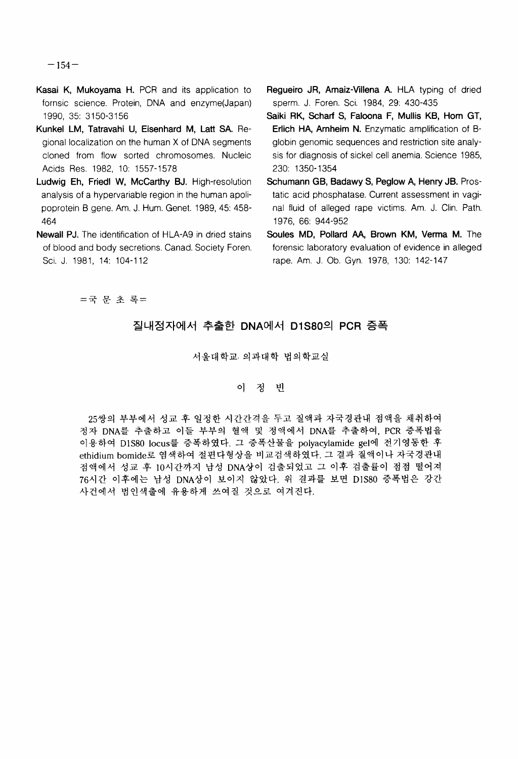**Kasai K, Mukoyama H.** PCR and its application to fornsic science. Protein, DNA and enzyme(Japan) 1990, 35: 3150-3156

**Kunkel LM, Tatravahi U, Eisenhard M, Latt SA.** Regional localization on the human X of DNA segments cloned from flow sorted chromosomes. Nucleic Acids Res. 1982, 10: 1557-1578

**Ludwig Eh, Friedl W, McCarthy BJ.** High-resolution analysis of a hypervariable region in the human apolipoprotein B gene. Am. J. Hum. Genet. 1989, 45: 458-464

**Newall PJ.** The identification of HLA-A9 in dried stains of blood and body secretions. Canad. Society Foren. Sci. J. 1981, 14: 104-112

**Regueiro JR, Arnaiz-Villena A.** HLA typing of dried sperm. J. Foren. Sci. 1984, 29: 430-435

**Saiki RK, Scharf S, Faloona F, Mullis KB, Horn GT, Erlich HA, Arnheim N.** Enzymatic amplification of B-globin genomic sequences and restriction site analysis for diagnosis of sickel cell anemia. Science 1985, 230: 1350-1354

**Schumann GB, Badawy S, Peglow A, Henry JB.** Prostatic acid phosphatase. Current assessment in vaginal fluid of alleged rape victims. Am. J. Clin. Path. 1976, 66: 944-952

**Soules MD, Pollard AA, Brown KM, Verma M.** The forensic laboratory evaluation of evidence in alleged rape. Am. J. Ob. Gyn. 1978, 130: 142-147

=국 문 초 록=

## 질내정자에서 추출한 DNA에서 D1S80의 PCR 증폭

서울대학교 의과대학 법의학교실

이 정 빈

25쌍의 부부에서 성교 후 일정한 시간간격을 두고 질액과 자국경관내 점액을 채취하여 정자 DNA를 추출하고 이들 부부의 혈액 및 정액에서 DNA를 추출하여, PCR 증폭법을 이용하여 D1S80 locus를 증폭하였다. 그 증폭산물을 polyacylamide gel에 전기영동한 후 ethidium bomide로 염색하여 절편다형상을 비교검색하였다. 그 결과 질액이나 자국경관내 점액에서 성교 후 10시간까지 남성 DNA상이 검출되었고 그 이후 검출률이 점점 떨어져 76시간 이후에는 남성 DNA상이 보이지 않았다. 위 결과를 보면 D1S80 증폭법은 강간 사건에서 범인색출에 유용하게 쓰여질 것으로 여겨진다.